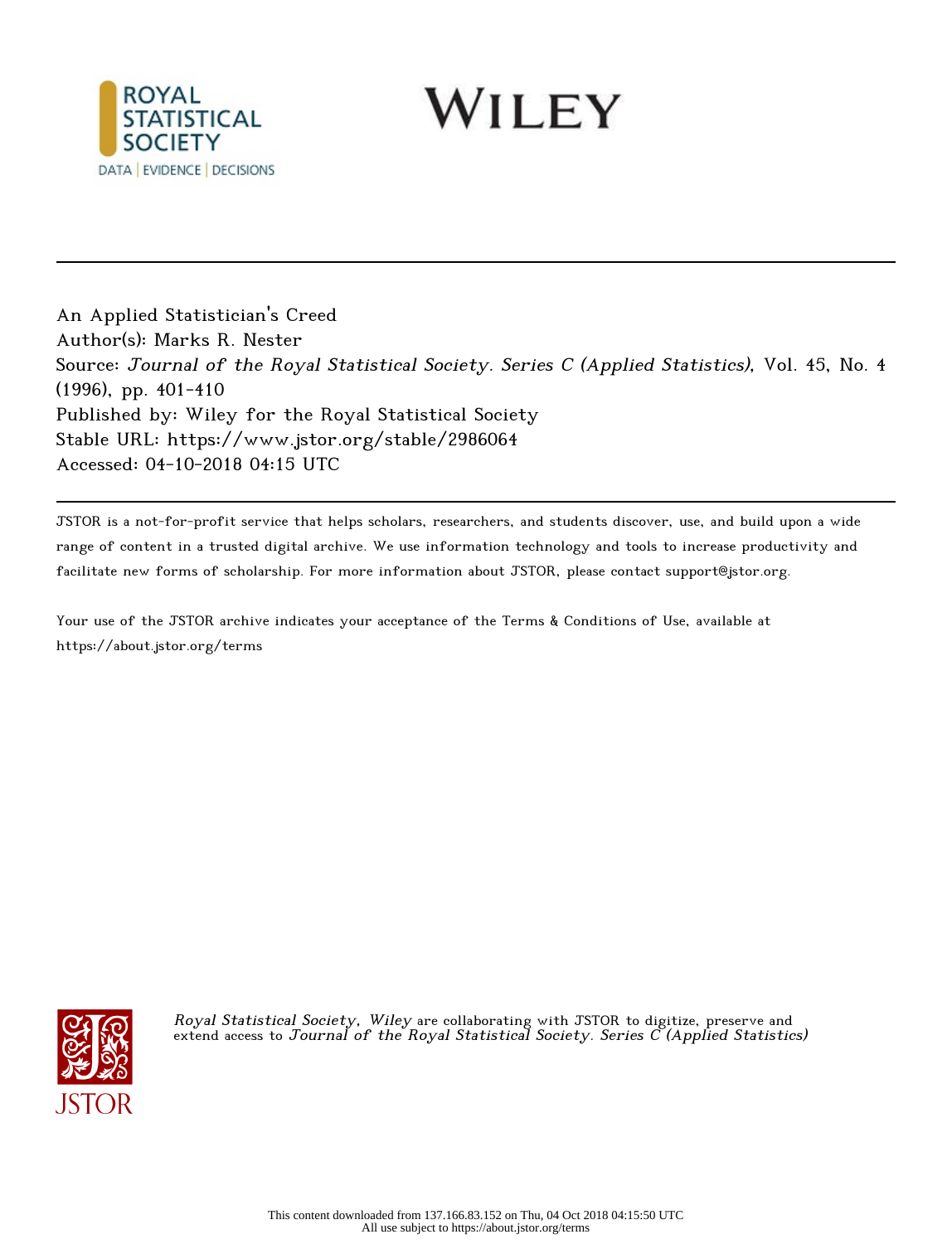ROYAL STATISTICAL SOCIETY

DATA | EVIDENCE | DECISIONS

WILEY

---

An Applied Statistician's Creed

Author(s): Marks R. Nester

Source: *Journal of the Royal Statistical Society. Series C (Applied Statistics)*, Vol. 45, No. 4 (1996), pp. 401-410

Published by: Wiley for the Royal Statistical Society

Stable URL: https://www.jstor.org/stable/2986064

Accessed: 04-10-2018 04:15 UTC

---

JSTOR is a not-for-profit service that helps scholars, researchers, and students discover, use, and build upon a wide range of content in a trusted digital archive. We use information technology and tools to increase productivity and facilitate new forms of scholarship. For more information about JSTOR, please contact support@jstor.org.

Your use of the JSTOR archive indicates your acceptance of the Terms & Conditions of Use, available at https://about.jstor.org/terms

*Royal Statistical Society, Wiley* are collaborating with JSTOR to digitize, preserve and extend access to *Journal of the Royal Statistical Society. Series C (Applied Statistics)*

This content downloaded from 137.166.83.152 on Thu, 04 Oct 2018 04:15:50 UTC
All use subject to https://about.jstor.org/terms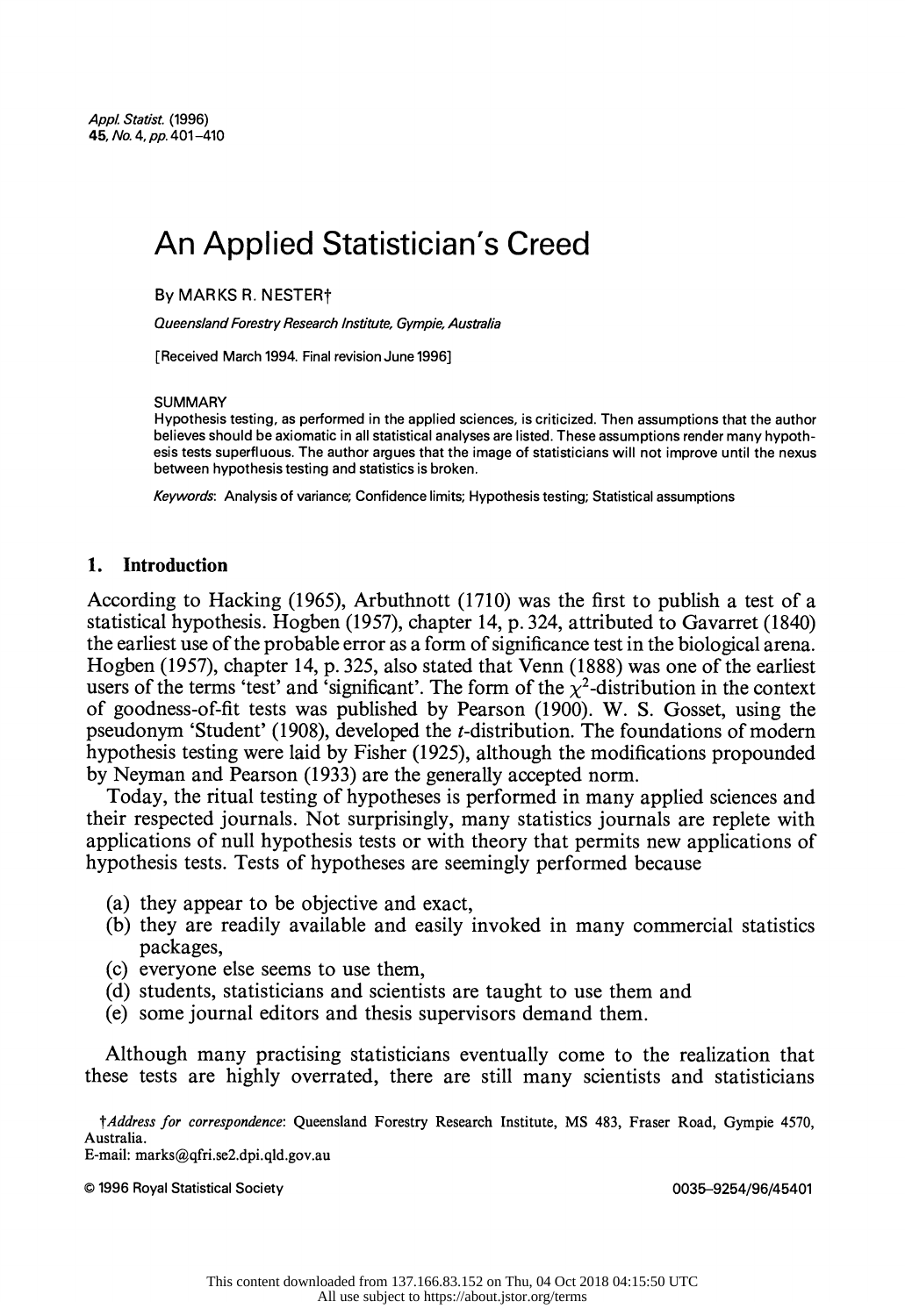# An Applied Statistician's Creed

By MARKS R. NESTER†

*Queensland Forestry Research Institute, Gympie, Australia*

[Received March 1994. Final revision June 1996]

SUMMARY

Hypothesis testing, as performed in the applied sciences, is criticized. Then assumptions that the author believes should be axiomatic in all statistical analyses are listed. These assumptions render many hypothesis tests superfluous. The author argues that the image of statisticians will not improve until the nexus between hypothesis testing and statistics is broken.

*Keywords*: Analysis of variance; Confidence limits; Hypothesis testing; Statistical assumptions

## 1. Introduction

According to Hacking (1965), Arbuthnott (1710) was the first to publish a test of a statistical hypothesis. Hogben (1957), chapter 14, p. 324, attributed to Gavarret (1840) the earliest use of the probable error as a form of significance test in the biological arena. Hogben (1957), chapter 14, p. 325, also stated that Venn (1888) was one of the earliest users of the terms 'test' and 'significant'. The form of the $\chi^2$-distribution in the context of goodness-of-fit tests was published by Pearson (1900). W. S. Gosset, using the pseudonym 'Student' (1908), developed the $t$-distribution. The foundations of modern hypothesis testing were laid by Fisher (1925), although the modifications propounded by Neyman and Pearson (1933) are the generally accepted norm.

Today, the ritual testing of hypotheses is performed in many applied sciences and their respected journals. Not surprisingly, many statistics journals are replete with applications of null hypothesis tests or with theory that permits new applications of hypothesis tests. Tests of hypotheses are seemingly performed because

(a) they appear to be objective and exact,
(b) they are readily available and easily invoked in many commercial statistics packages,
(c) everyone else seems to use them,
(d) students, statisticians and scientists are taught to use them and
(e) some journal editors and thesis supervisors demand them.

Although many practising statisticians eventually come to the realization that these tests are highly overrated, there are still many scientists and statisticians

†*Address for correspondence*: Queensland Forestry Research Institute, MS 483, Fraser Road, Gympie 4570, Australia.
E-mail: marks@qfri.se2.dpi.qld.gov.au

© 1996 Royal Statistical Society 0035–9254/96/45401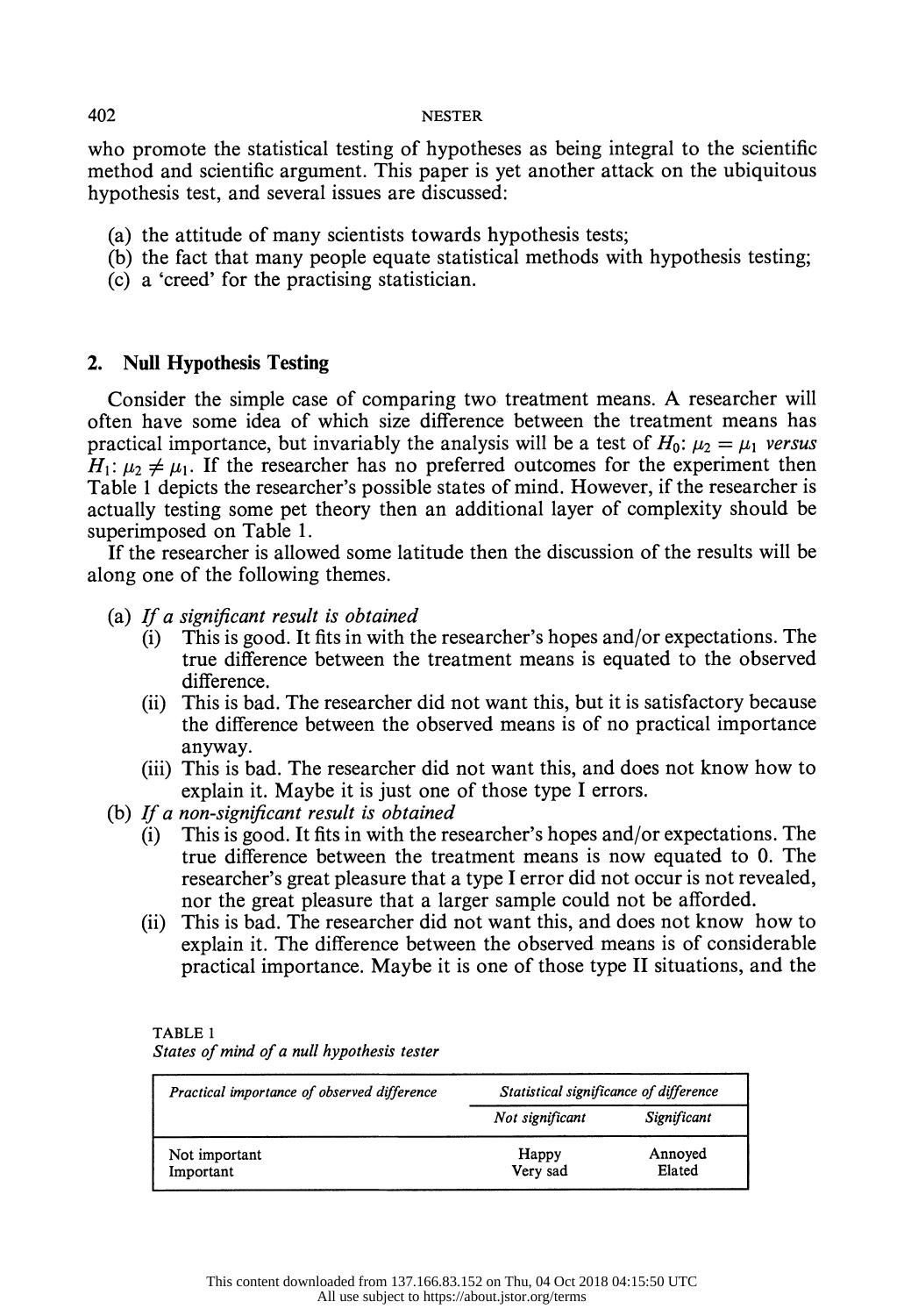who promote the statistical testing of hypotheses as being integral to the scientific method and scientific argument. This paper is yet another attack on the ubiquitous hypothesis test, and several issues are discussed:

(a) the attitude of many scientists towards hypothesis tests;
(b) the fact that many people equate statistical methods with hypothesis testing;
(c) a 'creed' for the practising statistician.

## 2. Null Hypothesis Testing

Consider the simple case of comparing two treatment means. A researcher will often have some idea of which size difference between the treatment means has practical importance, but invariably the analysis will be a test of $H_0$: $\mu_2 = \mu_1$ *versus* $H_1$: $\mu_2 \neq \mu_1$. If the researcher has no preferred outcomes for the experiment then Table 1 depicts the researcher's possible states of mind. However, if the researcher is actually testing some pet theory then an additional layer of complexity should be superimposed on Table 1.

If the researcher is allowed some latitude then the discussion of the results will be along one of the following themes.

(a) *If a significant result is obtained*
   (i) This is good. It fits in with the researcher's hopes and/or expectations. The true difference between the treatment means is equated to the observed difference.
   (ii) This is bad. The researcher did not want this, but it is satisfactory because the difference between the observed means is of no practical importance anyway.
   (iii) This is bad. The researcher did not want this, and does not know how to explain it. Maybe it is just one of those type I errors.

(b) *If a non-significant result is obtained*
   (i) This is good. It fits in with the researcher's hopes and/or expectations. The true difference between the treatment means is now equated to 0. The researcher's great pleasure that a type I error did not occur is not revealed, nor the great pleasure that a larger sample could not be afforded.
   (ii) This is bad. The researcher did not want this, and does not know how to explain it. The difference between the observed means is of considerable practical importance. Maybe it is one of those type II situations, and the

TABLE 1
*States of mind of a null hypothesis tester*

| *Practical importance of observed difference* | *Statistical significance of difference* | |
|---|---|---|
| | *Not significant* | *Significant* |
| Not important | Happy | Annoyed |
| Important | Very sad | Elated |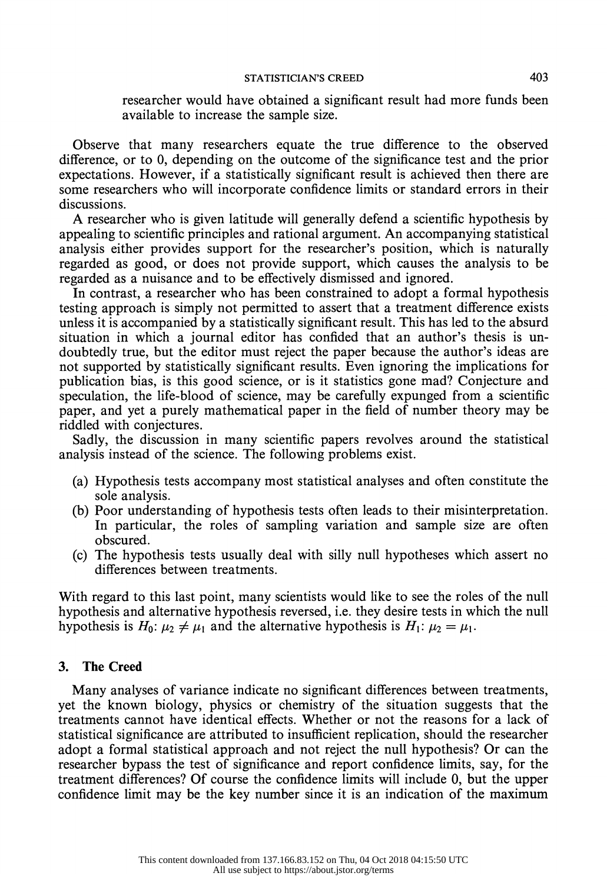researcher would have obtained a significant result had more funds been available to increase the sample size.

Observe that many researchers equate the true difference to the observed difference, or to 0, depending on the outcome of the significance test and the prior expectations. However, if a statistically significant result is achieved then there are some researchers who will incorporate confidence limits or standard errors in their discussions.

A researcher who is given latitude will generally defend a scientific hypothesis by appealing to scientific principles and rational argument. An accompanying statistical analysis either provides support for the researcher's position, which is naturally regarded as good, or does not provide support, which causes the analysis to be regarded as a nuisance and to be effectively dismissed and ignored.

In contrast, a researcher who has been constrained to adopt a formal hypothesis testing approach is simply not permitted to assert that a treatment difference exists unless it is accompanied by a statistically significant result. This has led to the absurd situation in which a journal editor has confided that an author's thesis is undoubtedly true, but the editor must reject the paper because the author's ideas are not supported by statistically significant results. Even ignoring the implications for publication bias, is this good science, or is it statistics gone mad? Conjecture and speculation, the life-blood of science, may be carefully expunged from a scientific paper, and yet a purely mathematical paper in the field of number theory may be riddled with conjectures.

Sadly, the discussion in many scientific papers revolves around the statistical analysis instead of the science. The following problems exist.

(a) Hypothesis tests accompany most statistical analyses and often constitute the sole analysis.
(b) Poor understanding of hypothesis tests often leads to their misinterpretation. In particular, the roles of sampling variation and sample size are often obscured.
(c) The hypothesis tests usually deal with silly null hypotheses which assert no differences between treatments.

With regard to this last point, many scientists would like to see the roles of the null hypothesis and alternative hypothesis reversed, i.e. they desire tests in which the null hypothesis is $H_0$: $\mu_2 \neq \mu_1$ and the alternative hypothesis is $H_1$: $\mu_2 = \mu_1$.

## 3. The Creed

Many analyses of variance indicate no significant differences between treatments, yet the known biology, physics or chemistry of the situation suggests that the treatments cannot have identical effects. Whether or not the reasons for a lack of statistical significance are attributed to insufficient replication, should the researcher adopt a formal statistical approach and not reject the null hypothesis? Or can the researcher bypass the test of significance and report confidence limits, say, for the treatment differences? Of course the confidence limits will include 0, but the upper confidence limit may be the key number since it is an indication of the maximum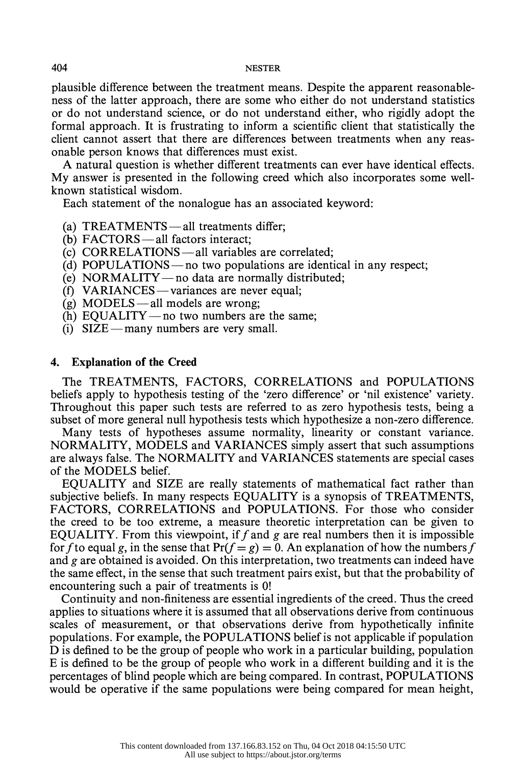plausible difference between the treatment means. Despite the apparent reasonableness of the latter approach, there are some who either do not understand statistics or do not understand science, or do not understand either, who rigidly adopt the formal approach. It is frustrating to inform a scientific client that statistically the client cannot assert that there are differences between treatments when any reasonable person knows that differences must exist.

A natural question is whether different treatments can ever have identical effects. My answer is presented in the following creed which also incorporates some well-known statistical wisdom.

Each statement of the nonalogue has an associated keyword:

(a) TREATMENTS—all treatments differ;
(b) FACTORS—all factors interact;
(c) CORRELATIONS—all variables are correlated;
(d) POPULATIONS—no two populations are identical in any respect;
(e) NORMALITY—no data are normally distributed;
(f) VARIANCES—variances are never equal;
(g) MODELS—all models are wrong;
(h) EQUALITY—no two numbers are the same;
(i) SIZE—many numbers are very small.

## 4. Explanation of the Creed

The TREATMENTS, FACTORS, CORRELATIONS and POPULATIONS beliefs apply to hypothesis testing of the 'zero difference' or 'nil existence' variety. Throughout this paper such tests are referred to as zero hypothesis tests, being a subset of more general null hypothesis tests which hypothesize a non-zero difference.

Many tests of hypotheses assume normality, linearity or constant variance. NORMALITY, MODELS and VARIANCES simply assert that such assumptions are always false. The NORMALITY and VARIANCES statements are special cases of the MODELS belief.

EQUALITY and SIZE are really statements of mathematical fact rather than subjective beliefs. In many respects EQUALITY is a synopsis of TREATMENTS, FACTORS, CORRELATIONS and POPULATIONS. For those who consider the creed to be too extreme, a measure theoretic interpretation can be given to EQUALITY. From this viewpoint, if $f$ and $g$ are real numbers then it is impossible for $f$ to equal $g$, in the sense that $\Pr(f = g) = 0$. An explanation of how the numbers $f$ and $g$ are obtained is avoided. On this interpretation, two treatments can indeed have the same effect, in the sense that such treatment pairs exist, but that the probability of encountering such a pair of treatments is 0!

Continuity and non-finiteness are essential ingredients of the creed. Thus the creed applies to situations where it is assumed that all observations derive from continuous scales of measurement, or that observations derive from hypothetically infinite populations. For example, the POPULATIONS belief is not applicable if population D is defined to be the group of people who work in a particular building, population E is defined to be the group of people who work in a different building and it is the percentages of blind people which are being compared. In contrast, POPULATIONS would be operative if the same populations were being compared for mean height,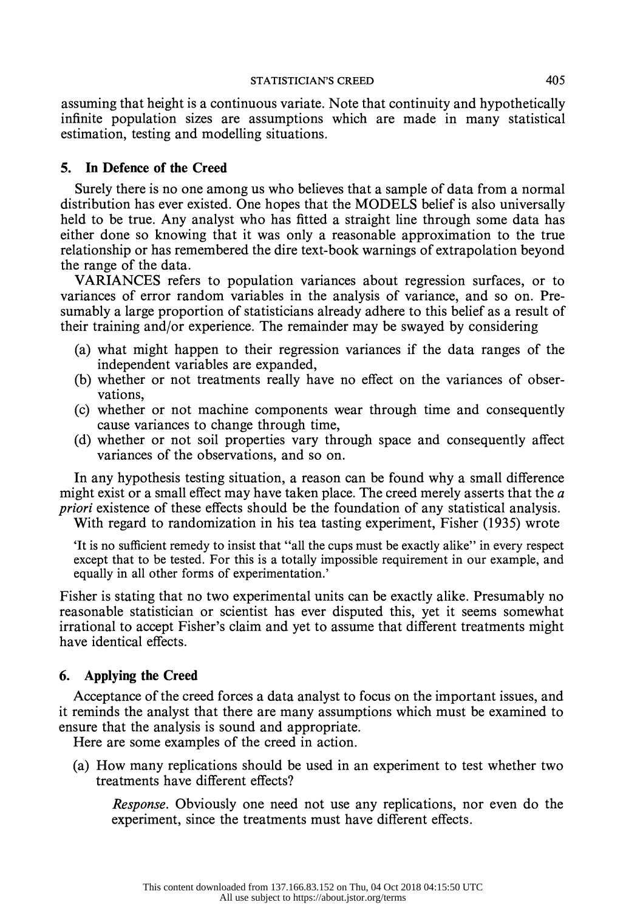assuming that height is a continuous variate. Note that continuity and hypothetically infinite population sizes are assumptions which are made in many statistical estimation, testing and modelling situations.

## 5. In Defence of the Creed

Surely there is no one among us who believes that a sample of data from a normal distribution has ever existed. One hopes that the MODELS belief is also universally held to be true. Any analyst who has fitted a straight line through some data has either done so knowing that it was only a reasonable approximation to the true relationship or has remembered the dire text-book warnings of extrapolation beyond the range of the data.

VARIANCES refers to population variances about regression surfaces, or to variances of error random variables in the analysis of variance, and so on. Presumably a large proportion of statisticians already adhere to this belief as a result of their training and/or experience. The remainder may be swayed by considering

(a) what might happen to their regression variances if the data ranges of the independent variables are expanded,
(b) whether or not treatments really have no effect on the variances of observations,
(c) whether or not machine components wear through time and consequently cause variances to change through time,
(d) whether or not soil properties vary through space and consequently affect variances of the observations, and so on.

In any hypothesis testing situation, a reason can be found why a small difference might exist or a small effect may have taken place. The creed merely asserts that the *a priori* existence of these effects should be the foundation of any statistical analysis.

With regard to randomization in his tea tasting experiment, Fisher (1935) wrote

> 'It is no sufficient remedy to insist that "all the cups must be exactly alike" in every respect except that to be tested. For this is a totally impossible requirement in our example, and equally in all other forms of experimentation.'

Fisher is stating that no two experimental units can be exactly alike. Presumably no reasonable statistician or scientist has ever disputed this, yet it seems somewhat irrational to accept Fisher's claim and yet to assume that different treatments might have identical effects.

## 6. Applying the Creed

Acceptance of the creed forces a data analyst to focus on the important issues, and it reminds the analyst that there are many assumptions which must be examined to ensure that the analysis is sound and appropriate.

Here are some examples of the creed in action.

(a) How many replications should be used in an experiment to test whether two treatments have different effects?

   *Response.* Obviously one need not use any replications, nor even do the experiment, since the treatments must have different effects.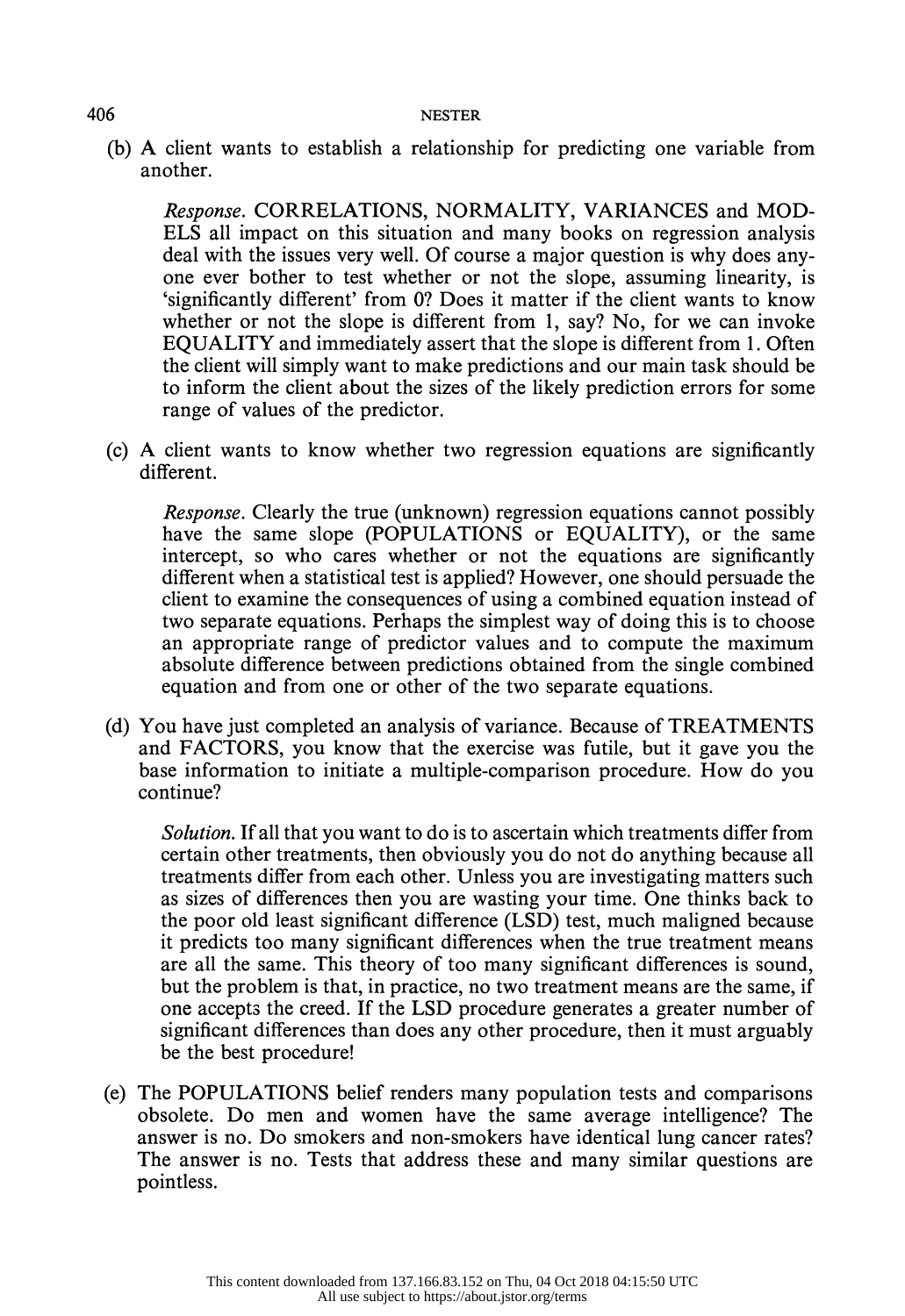(b) A client wants to establish a relationship for predicting one variable from another.

> *Response.* CORRELATIONS, NORMALITY, VARIANCES and MODELS all impact on this situation and many books on regression analysis deal with the issues very well. Of course a major question is why does anyone ever bother to test whether or not the slope, assuming linearity, is 'significantly different' from 0? Does it matter if the client wants to know whether or not the slope is different from 1, say? No, for we can invoke EQUALITY and immediately assert that the slope is different from 1. Often the client will simply want to make predictions and our main task should be to inform the client about the sizes of the likely prediction errors for some range of values of the predictor.

(c) A client wants to know whether two regression equations are significantly different.

> *Response.* Clearly the true (unknown) regression equations cannot possibly have the same slope (POPULATIONS or EQUALITY), or the same intercept, so who cares whether or not the equations are significantly different when a statistical test is applied? However, one should persuade the client to examine the consequences of using a combined equation instead of two separate equations. Perhaps the simplest way of doing this is to choose an appropriate range of predictor values and to compute the maximum absolute difference between predictions obtained from the single combined equation and from one or other of the two separate equations.

(d) You have just completed an analysis of variance. Because of TREATMENTS and FACTORS, you know that the exercise was futile, but it gave you the base information to initiate a multiple-comparison procedure. How do you continue?

> *Solution.* If all that you want to do is to ascertain which treatments differ from certain other treatments, then obviously you do not do anything because all treatments differ from each other. Unless you are investigating matters such as sizes of differences then you are wasting your time. One thinks back to the poor old least significant difference (LSD) test, much maligned because it predicts too many significant differences when the true treatment means are all the same. This theory of too many significant differences is sound, but the problem is that, in practice, no two treatment means are the same, if one accepts the creed. If the LSD procedure generates a greater number of significant differences than does any other procedure, then it must arguably be the best procedure!

(e) The POPULATIONS belief renders many population tests and comparisons obsolete. Do men and women have the same average intelligence? The answer is no. Do smokers and non-smokers have identical lung cancer rates? The answer is no. Tests that address these and many similar questions are pointless.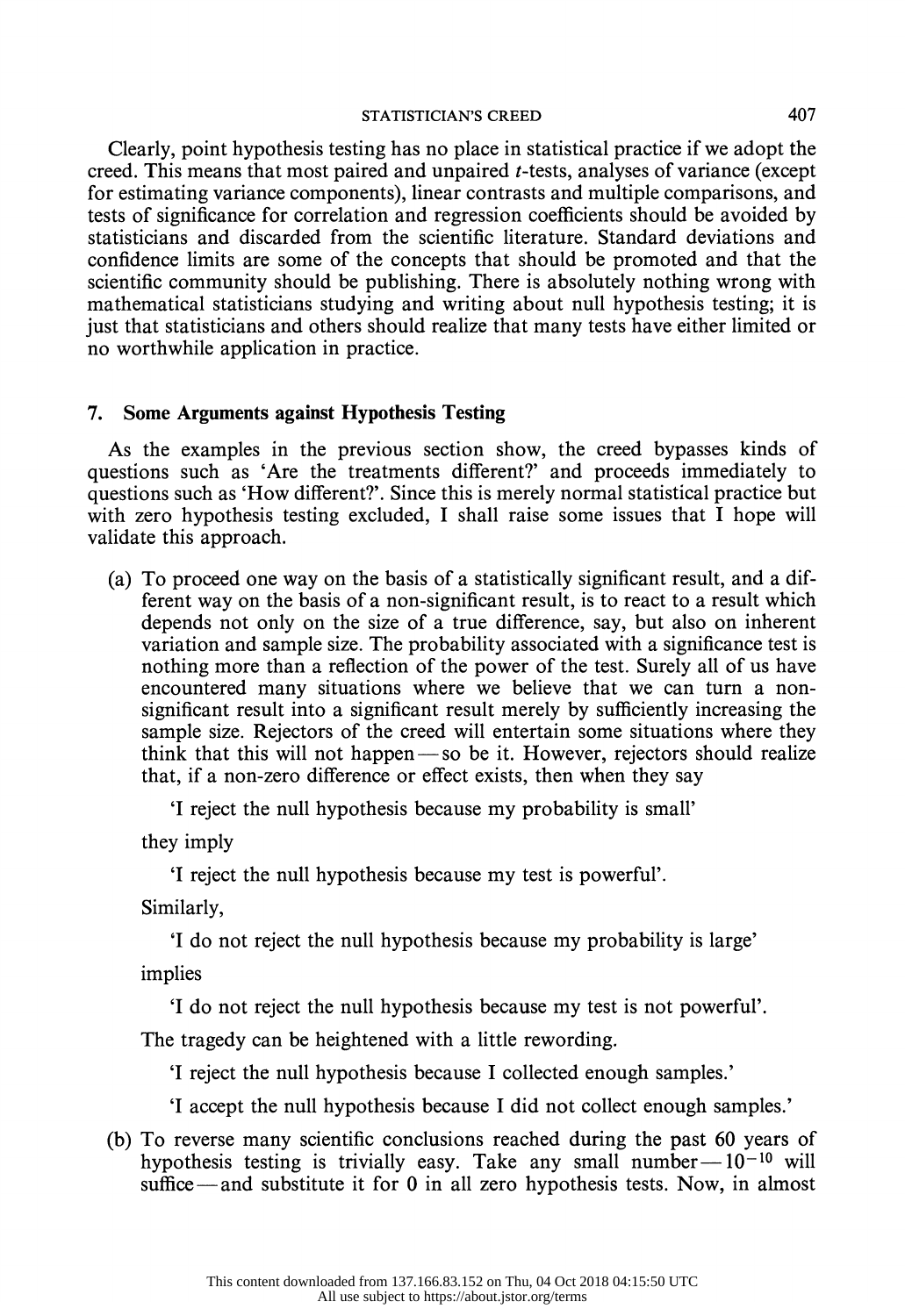Clearly, point hypothesis testing has no place in statistical practice if we adopt the creed. This means that most paired and unpaired *t*-tests, analyses of variance (except for estimating variance components), linear contrasts and multiple comparisons, and tests of significance for correlation and regression coefficients should be avoided by statisticians and discarded from the scientific literature. Standard deviations and confidence limits are some of the concepts that should be promoted and that the scientific community should be publishing. There is absolutely nothing wrong with mathematical statisticians studying and writing about null hypothesis testing; it is just that statisticians and others should realize that many tests have either limited or no worthwhile application in practice.

## 7. Some Arguments against Hypothesis Testing

As the examples in the previous section show, the creed bypasses kinds of questions such as 'Are the treatments different?' and proceeds immediately to questions such as 'How different?'. Since this is merely normal statistical practice but with zero hypothesis testing excluded, I shall raise some issues that I hope will validate this approach.

(a) To proceed one way on the basis of a statistically significant result, and a different way on the basis of a non-significant result, is to react to a result which depends not only on the size of a true difference, say, but also on inherent variation and sample size. The probability associated with a significance test is nothing more than a reflection of the power of the test. Surely all of us have encountered many situations where we believe that we can turn a non-significant result into a significant result merely by sufficiently increasing the sample size. Rejectors of the creed will entertain some situations where they think that this will not happen—so be it. However, rejectors should realize that, if a non-zero difference or effect exists, then when they say

'I reject the null hypothesis because my probability is small'

they imply

'I reject the null hypothesis because my test is powerful'.

Similarly,

'I do not reject the null hypothesis because my probability is large'

implies

'I do not reject the null hypothesis because my test is not powerful'.

The tragedy can be heightened with a little rewording.

'I reject the null hypothesis because I collected enough samples.'

'I accept the null hypothesis because I did not collect enough samples.'

(b) To reverse many scientific conclusions reached during the past 60 years of hypothesis testing is trivially easy. Take any small number—$10^{-10}$ will suffice—and substitute it for 0 in all zero hypothesis tests. Now, in almost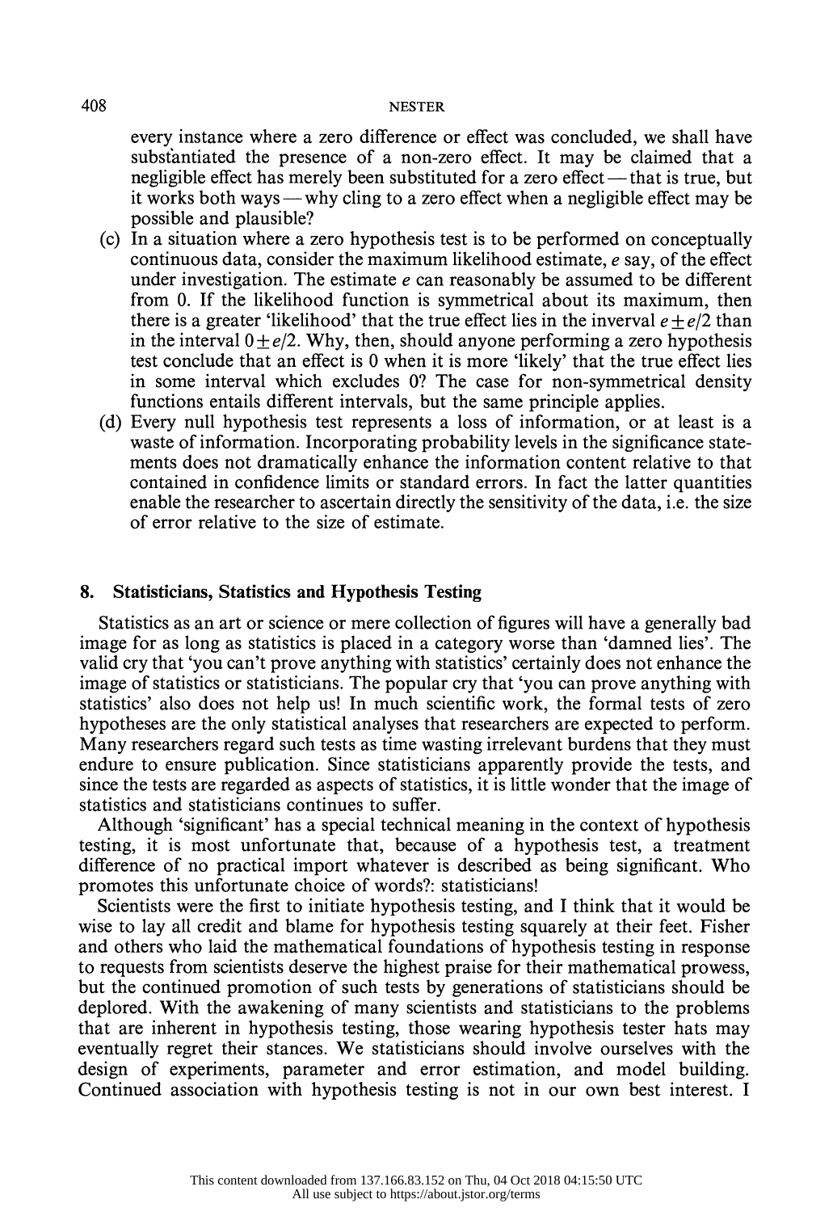every instance where a zero difference or effect was concluded, we shall have substantiated the presence of a non-zero effect. It may be claimed that a negligible effect has merely been substituted for a zero effect—that is true, but it works both ways—why cling to a zero effect when a negligible effect may be possible and plausible?

(c) In a situation where a zero hypothesis test is to be performed on conceptually continuous data, consider the maximum likelihood estimate, $e$ say, of the effect under investigation. The estimate $e$ can reasonably be assumed to be different from 0. If the likelihood function is symmetrical about its maximum, then there is a greater 'likelihood' that the true effect lies in the inverval $e \pm e/2$ than in the interval $0 \pm e/2$. Why, then, should anyone performing a zero hypothesis test conclude that an effect is 0 when it is more 'likely' that the true effect lies in some interval which excludes 0? The case for non-symmetrical density functions entails different intervals, but the same principle applies.

(d) Every null hypothesis test represents a loss of information, or at least is a waste of information. Incorporating probability levels in the significance statements does not dramatically enhance the information content relative to that contained in confidence limits or standard errors. In fact the latter quantities enable the researcher to ascertain directly the sensitivity of the data, i.e. the size of error relative to the size of estimate.

## 8. Statisticians, Statistics and Hypothesis Testing

Statistics as an art or science or mere collection of figures will have a generally bad image for as long as statistics is placed in a category worse than 'damned lies'. The valid cry that 'you can't prove anything with statistics' certainly does not enhance the image of statistics or statisticians. The popular cry that 'you can prove anything with statistics' also does not help us! In much scientific work, the formal tests of zero hypotheses are the only statistical analyses that researchers are expected to perform. Many researchers regard such tests as time wasting irrelevant burdens that they must endure to ensure publication. Since statisticians apparently provide the tests, and since the tests are regarded as aspects of statistics, it is little wonder that the image of statistics and statisticians continues to suffer.

Although 'significant' has a special technical meaning in the context of hypothesis testing, it is most unfortunate that, because of a hypothesis test, a treatment difference of no practical import whatever is described as being significant. Who promotes this unfortunate choice of words?: statisticians!

Scientists were the first to initiate hypothesis testing, and I think that it would be wise to lay all credit and blame for hypothesis testing squarely at their feet. Fisher and others who laid the mathematical foundations of hypothesis testing in response to requests from scientists deserve the highest praise for their mathematical prowess, but the continued promotion of such tests by generations of statisticians should be deplored. With the awakening of many scientists and statisticians to the problems that are inherent in hypothesis testing, those wearing hypothesis tester hats may eventually regret their stances. We statisticians should involve ourselves with the design of experiments, parameter and error estimation, and model building. Continued association with hypothesis testing is not in our own best interest. I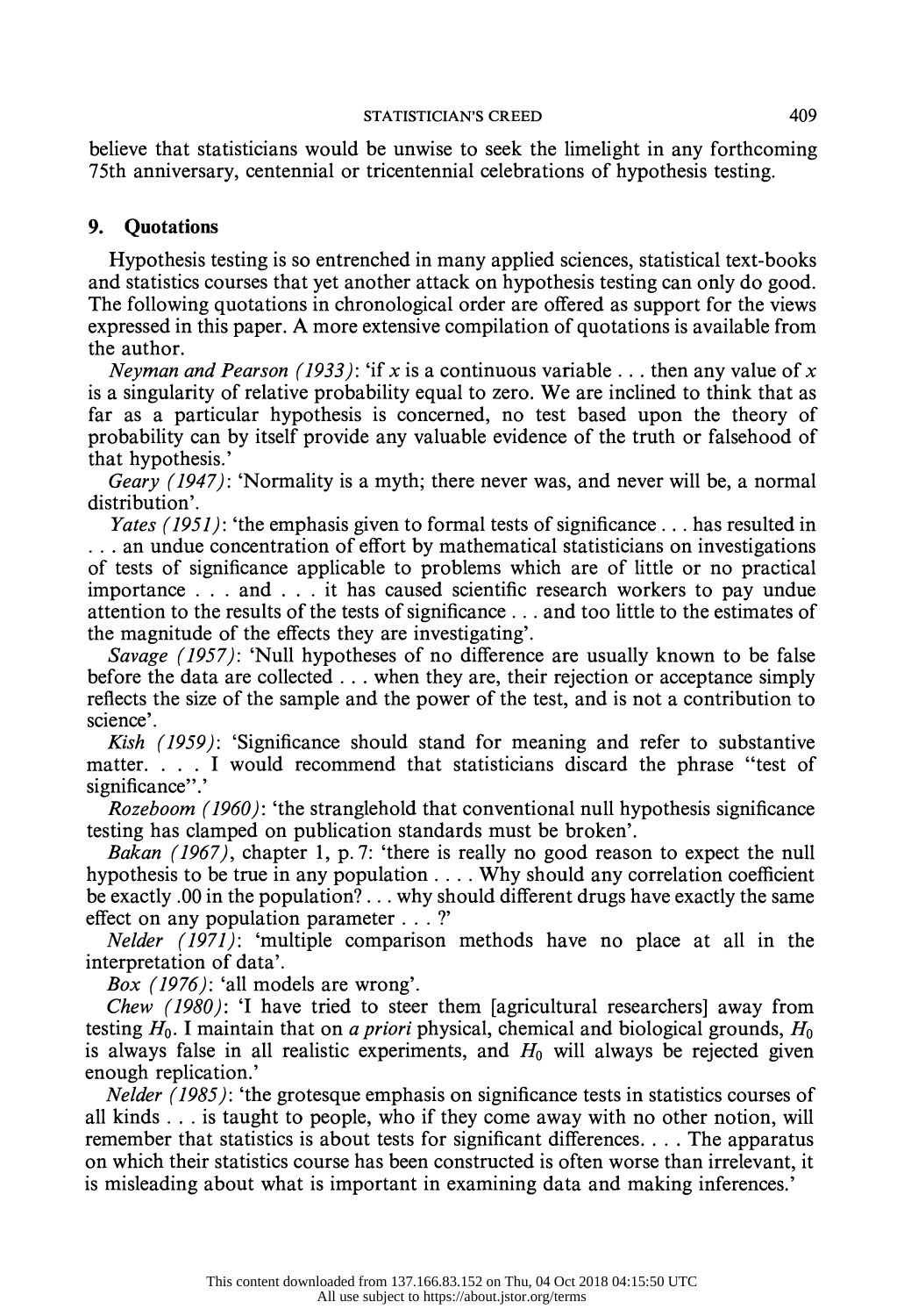believe that statisticians would be unwise to seek the limelight in any forthcoming 75th anniversary, centennial or tricentennial celebrations of hypothesis testing.

## 9. Quotations

Hypothesis testing is so entrenched in many applied sciences, statistical text-books and statistics courses that yet another attack on hypothesis testing can only do good. The following quotations in chronological order are offered as support for the views expressed in this paper. A more extensive compilation of quotations is available from the author.

*Neyman and Pearson (1933)*: 'if $x$ is a continuous variable . . . then any value of $x$ is a singularity of relative probability equal to zero. We are inclined to think that as far as a particular hypothesis is concerned, no test based upon the theory of probability can by itself provide any valuable evidence of the truth or falsehood of that hypothesis.'

*Geary (1947)*: 'Normality is a myth; there never was, and never will be, a normal distribution'.

*Yates (1951)*: 'the emphasis given to formal tests of significance . . . has resulted in . . . an undue concentration of effort by mathematical statisticians on investigations of tests of significance applicable to problems which are of little or no practical importance . . . and . . . it has caused scientific research workers to pay undue attention to the results of the tests of significance . . . and too little to the estimates of the magnitude of the effects they are investigating'.

*Savage (1957)*: 'Null hypotheses of no difference are usually known to be false before the data are collected . . . when they are, their rejection or acceptance simply reflects the size of the sample and the power of the test, and is not a contribution to science'.

*Kish (1959)*: 'Significance should stand for meaning and refer to substantive matter. . . . I would recommend that statisticians discard the phrase "test of significance".'

*Rozeboom (1960)*: 'the stranglehold that conventional null hypothesis significance testing has clamped on publication standards must be broken'.

*Bakan (1967)*, chapter 1, p. 7: 'there is really no good reason to expect the null hypothesis to be true in any population . . . . Why should any correlation coefficient be exactly .00 in the population? . . . why should different drugs have exactly the same effect on any population parameter . . . ?'

*Nelder (1971)*: 'multiple comparison methods have no place at all in the interpretation of data'.

*Box (1976)*: 'all models are wrong'.

*Chew (1980)*: 'I have tried to steer them [agricultural researchers] away from testing $H_0$. I maintain that on *a priori* physical, chemical and biological grounds, $H_0$ is always false in all realistic experiments, and $H_0$ will always be rejected given enough replication.'

*Nelder (1985)*: 'the grotesque emphasis on significance tests in statistics courses of all kinds . . . is taught to people, who if they come away with no other notion, will remember that statistics is about tests for significant differences. . . . The apparatus on which their statistics course has been constructed is often worse than irrelevant, it is misleading about what is important in examining data and making inferences.'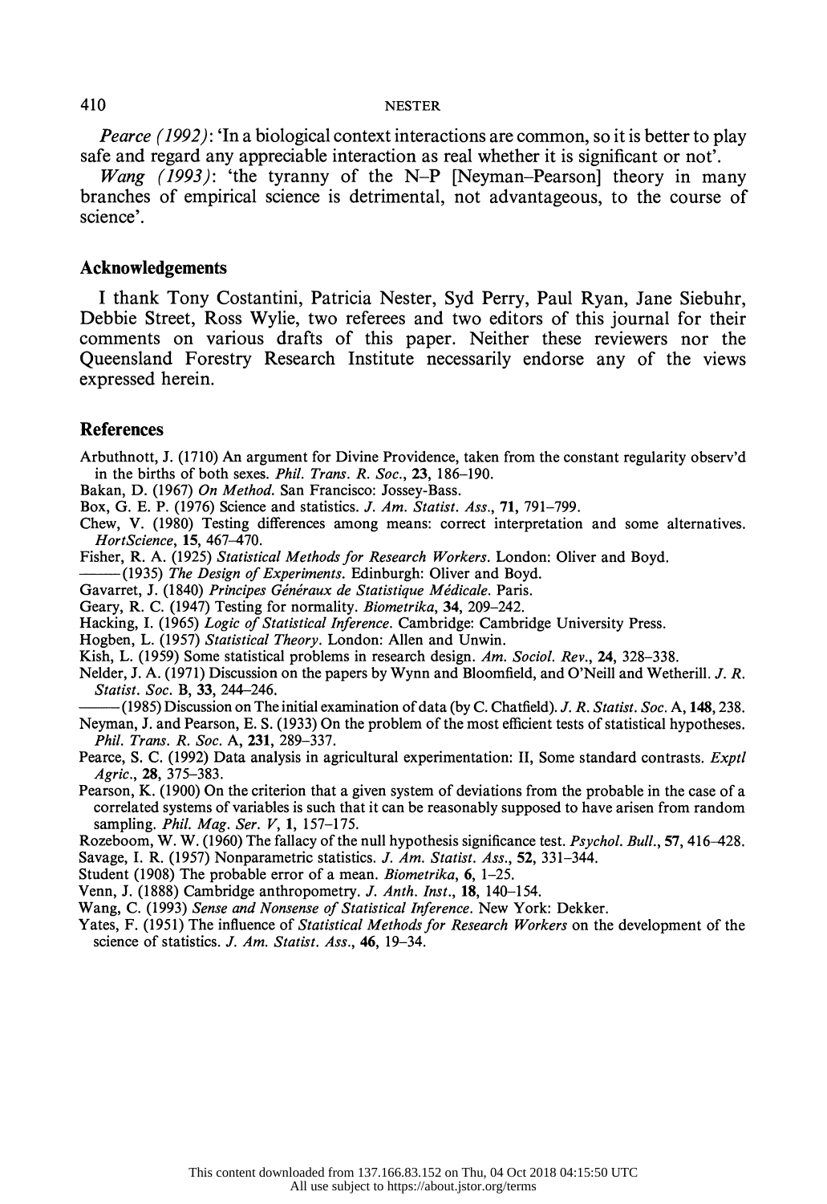*Pearce (1992)*: 'In a biological context interactions are common, so it is better to play safe and regard any appreciable interaction as real whether it is significant or not'.

*Wang (1993)*: 'the tyranny of the N–P [Neyman–Pearson] theory in many branches of empirical science is detrimental, not advantageous, to the course of science'.

## Acknowledgements

I thank Tony Costantini, Patricia Nester, Syd Perry, Paul Ryan, Jane Siebuhr, Debbie Street, Ross Wylie, two referees and two editors of this journal for their comments on various drafts of this paper. Neither these reviewers nor the Queensland Forestry Research Institute necessarily endorse any of the views expressed herein.

## References

Arbuthnott, J. (1710) An argument for Divine Providence, taken from the constant regularity observ'd in the births of both sexes. *Phil. Trans. R. Soc.*, **23**, 186–190.

Bakan, D. (1967) *On Method*. San Francisco: Jossey-Bass.

Box, G. E. P. (1976) Science and statistics. *J. Am. Statist. Ass.*, **71**, 791–799.

Chew, V. (1980) Testing differences among means: correct interpretation and some alternatives. *HortScience*, **15**, 467–470.

Fisher, R. A. (1925) *Statistical Methods for Research Workers*. London: Oliver and Boyd.

——— (1935) *The Design of Experiments*. Edinburgh: Oliver and Boyd.

Gavarret, J. (1840) *Principes Généraux de Statistique Médicale*. Paris.

Geary, R. C. (1947) Testing for normality. *Biometrika*, **34**, 209–242.

Hacking, I. (1965) *Logic of Statistical Inference*. Cambridge: Cambridge University Press.

Hogben, L. (1957) *Statistical Theory*. London: Allen and Unwin.

Kish, L. (1959) Some statistical problems in research design. *Am. Sociol. Rev.*, **24**, 328–338.

Nelder, J. A. (1971) Discussion on the papers by Wynn and Bloomfield, and O'Neill and Wetherill. *J. R. Statist. Soc.* B, **33**, 244–246.

——— (1985) Discussion on The initial examination of data (by C. Chatfield). *J. R. Statist. Soc.* A, **148**, 238.

Neyman, J. and Pearson, E. S. (1933) On the problem of the most efficient tests of statistical hypotheses. *Phil. Trans. R. Soc.* A, **231**, 289–337.

Pearce, S. C. (1992) Data analysis in agricultural experimentation: II, Some standard contrasts. *Exptl Agric.*, **28**, 375–383.

Pearson, K. (1900) On the criterion that a given system of deviations from the probable in the case of a correlated systems of variables is such that it can be reasonably supposed to have arisen from random sampling. *Phil. Mag. Ser. V*, **1**, 157–175.

Rozeboom, W. W. (1960) The fallacy of the null hypothesis significance test. *Psychol. Bull.*, **57**, 416–428.

Savage, I. R. (1957) Nonparametric statistics. *J. Am. Statist. Ass.*, **52**, 331–344.

Student (1908) The probable error of a mean. *Biometrika*, **6**, 1–25.

Venn, J. (1888) Cambridge anthropometry. *J. Anth. Inst.*, **18**, 140–154.

Wang, C. (1993) *Sense and Nonsense of Statistical Inference*. New York: Dekker.

Yates, F. (1951) The influence of *Statistical Methods for Research Workers* on the development of the science of statistics. *J. Am. Statist. Ass.*, **46**, 19–34.